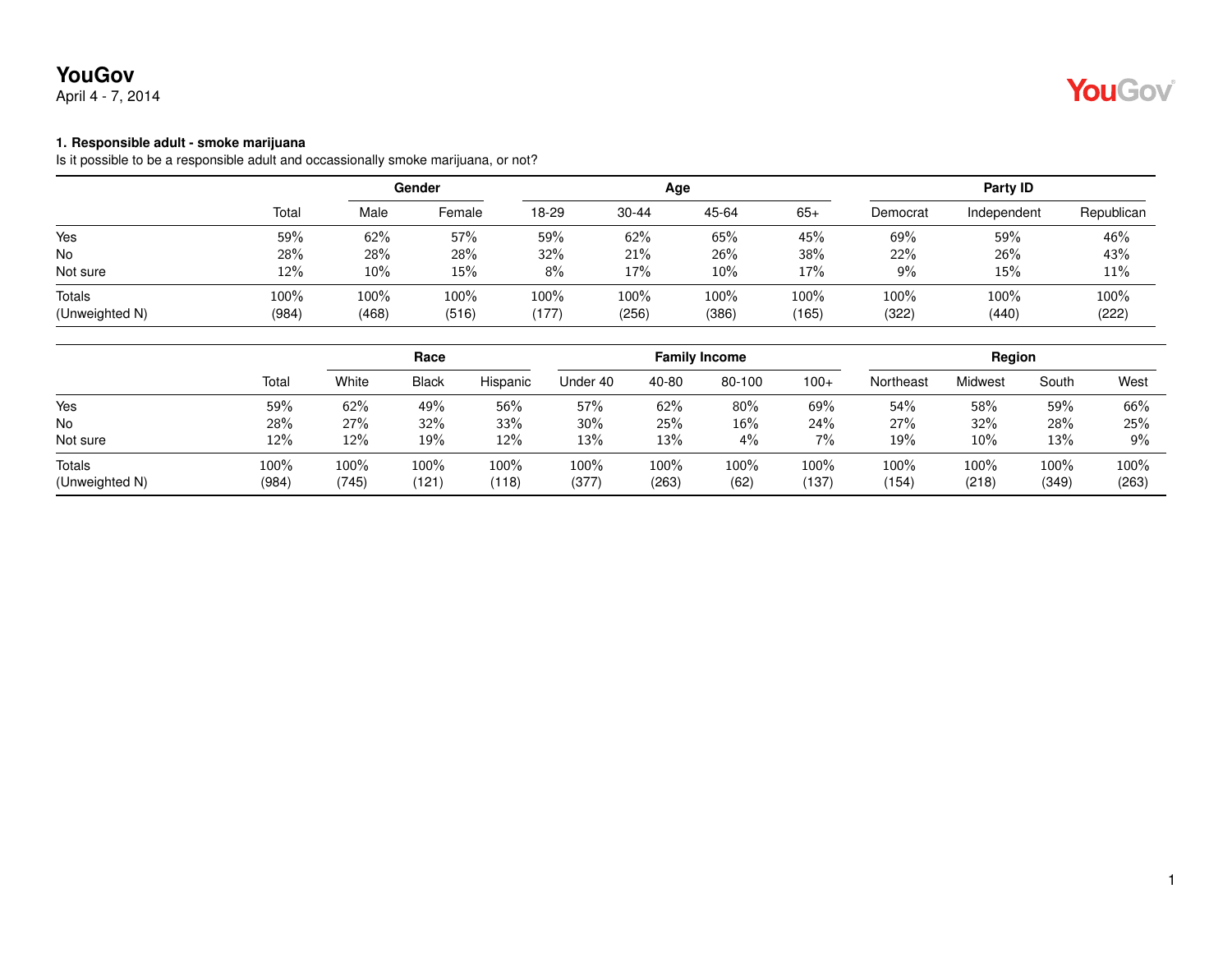# YouGov

April 4 - 7, 2014

### 1. Responsible adult - smoke marijuana

Is it possible to be a responsible adult and occassionally smoke marijuana, or not?

| | | Gender | | Age | | | | Party ID | | |
|---|---|---|---|---|---|---|---|---|---|---|
| | Total | Male | Female | 18-29 | 30-44 | 45-64 | 65+ | Democrat | Independent | Republican |
| Yes | 59% | 62% | 57% | 59% | 62% | 65% | 45% | 69% | 59% | 46% |
| No | 28% | 28% | 28% | 32% | 21% | 26% | 38% | 22% | 26% | 43% |
| Not sure | 12% | 10% | 15% | 8% | 17% | 10% | 17% | 9% | 15% | 11% |
| Totals | 100% | 100% | 100% | 100% | 100% | 100% | 100% | 100% | 100% | 100% |
| (Unweighted N) | (984) | (468) | (516) | (177) | (256) | (386) | (165) | (322) | (440) | (222) |

| | | Race | | | Family Income | | | | Region | | | |
|---|---|---|---|---|---|---|---|---|---|---|---|---|
| | Total | White | Black | Hispanic | Under 40 | 40-80 | 80-100 | 100+ | Northeast | Midwest | South | West |
| Yes | 59% | 62% | 49% | 56% | 57% | 62% | 80% | 69% | 54% | 58% | 59% | 66% |
| No | 28% | 27% | 32% | 33% | 30% | 25% | 16% | 24% | 27% | 32% | 28% | 25% |
| Not sure | 12% | 12% | 19% | 12% | 13% | 13% | 4% | 7% | 19% | 10% | 13% | 9% |
| Totals | 100% | 100% | 100% | 100% | 100% | 100% | 100% | 100% | 100% | 100% | 100% | 100% |
| (Unweighted N) | (984) | (745) | (121) | (118) | (377) | (263) | (62) | (137) | (154) | (218) | (349) | (263) |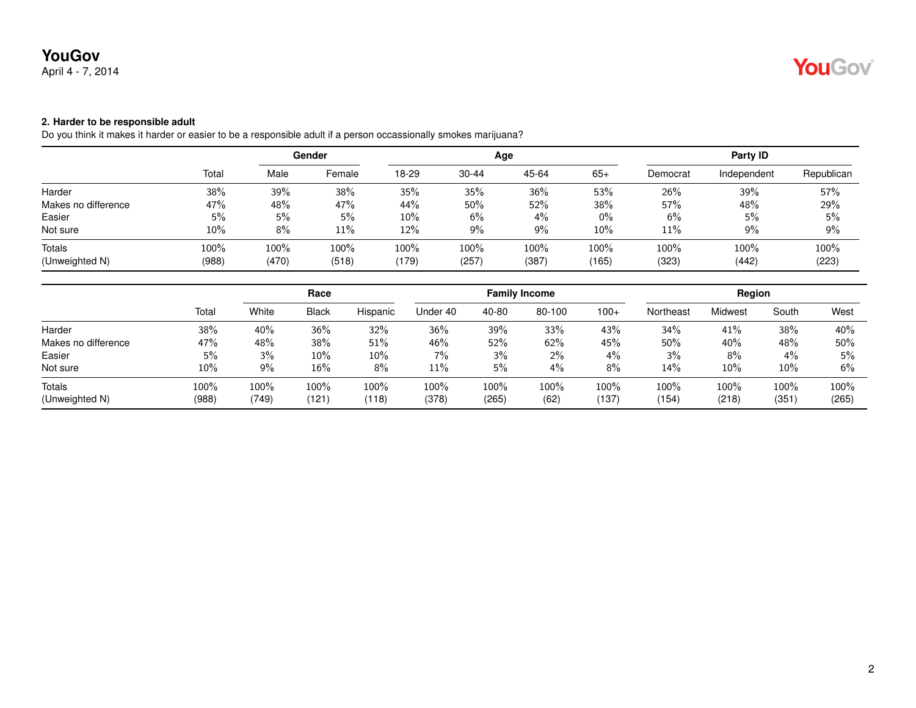**YouGov**
April 4 - 7, 2014

**2. Harder to be responsible adult**
Do you think it makes it harder or easier to be a responsible adult if a person occassionally smokes marijuana?

| | | Gender | | Age | | | | Party ID | | |
|---|---|---|---|---|---|---|---|---|---|---|
| | Total | Male | Female | 18-29 | 30-44 | 45-64 | 65+ | Democrat | Independent | Republican |
| Harder | 38% | 39% | 38% | 35% | 35% | 36% | 53% | 26% | 39% | 57% |
| Makes no difference | 47% | 48% | 47% | 44% | 50% | 52% | 38% | 57% | 48% | 29% |
| Easier | 5% | 5% | 5% | 10% | 6% | 4% | 0% | 6% | 5% | 5% |
| Not sure | 10% | 8% | 11% | 12% | 9% | 9% | 10% | 11% | 9% | 9% |
| Totals | 100% | 100% | 100% | 100% | 100% | 100% | 100% | 100% | 100% | 100% |
| (Unweighted N) | (988) | (470) | (518) | (179) | (257) | (387) | (165) | (323) | (442) | (223) |

| | | Race | | | Family Income | | | | Region | | | |
|---|---|---|---|---|---|---|---|---|---|---|---|---|
| | Total | White | Black | Hispanic | Under 40 | 40-80 | 80-100 | 100+ | Northeast | Midwest | South | West |
| Harder | 38% | 40% | 36% | 32% | 36% | 39% | 33% | 43% | 34% | 41% | 38% | 40% |
| Makes no difference | 47% | 48% | 38% | 51% | 46% | 52% | 62% | 45% | 50% | 40% | 48% | 50% |
| Easier | 5% | 3% | 10% | 10% | 7% | 3% | 2% | 4% | 3% | 8% | 4% | 5% |
| Not sure | 10% | 9% | 16% | 8% | 11% | 5% | 4% | 8% | 14% | 10% | 10% | 6% |
| Totals | 100% | 100% | 100% | 100% | 100% | 100% | 100% | 100% | 100% | 100% | 100% | 100% |
| (Unweighted N) | (988) | (749) | (121) | (118) | (378) | (265) | (62) | (137) | (154) | (218) | (351) | (265) |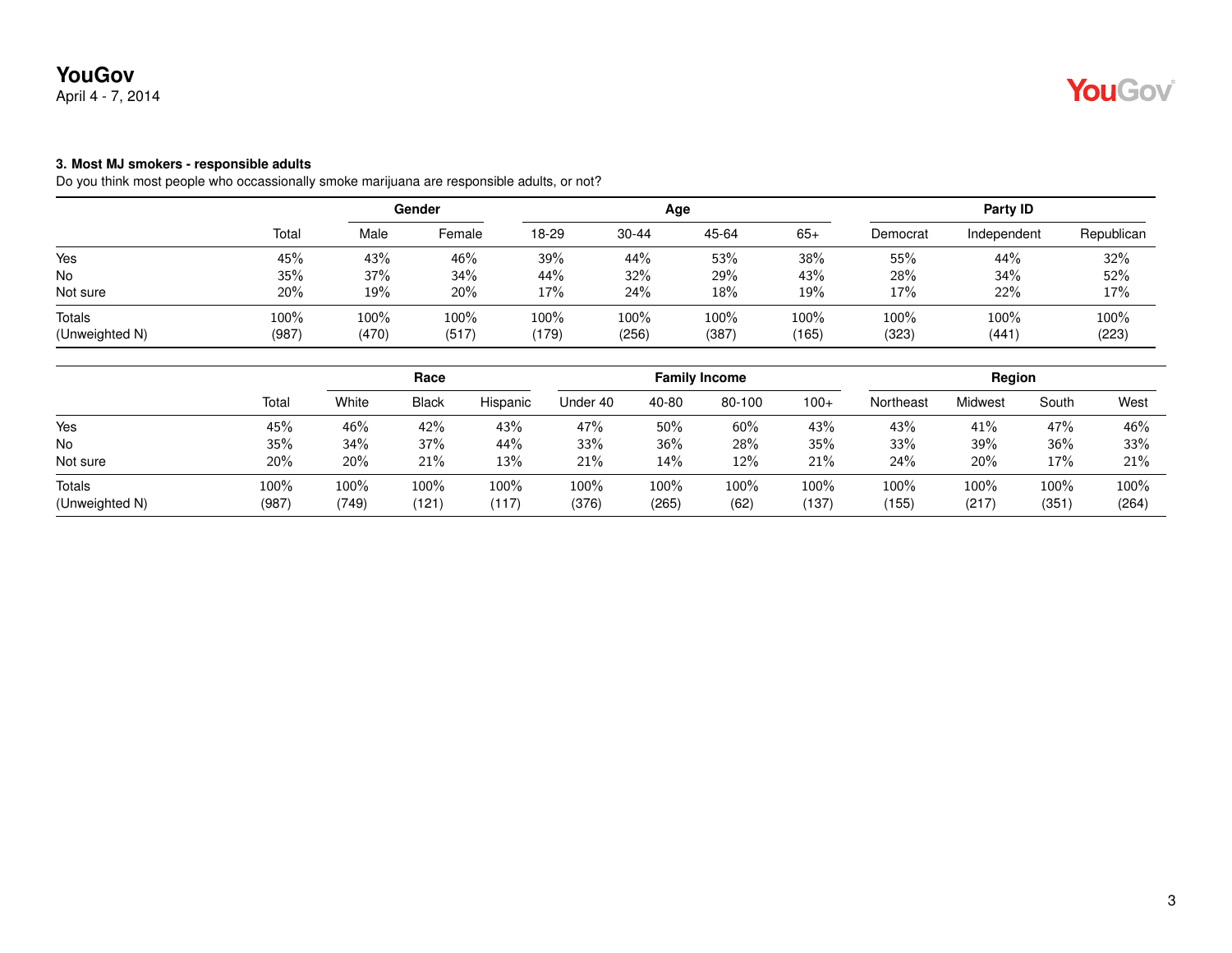YouGov
April 4 - 7, 2014

### 3. Most MJ smokers - responsible adults

Do you think most people who occassionally smoke marijuana are responsible adults, or not?

| | Total | Gender | | Age | | | | Party ID | | |
|---|---|---|---|---|---|---|---|---|---|---|
| | | Male | Female | 18-29 | 30-44 | 45-64 | 65+ | Democrat | Independent | Republican |
| Yes | 45% | 43% | 46% | 39% | 44% | 53% | 38% | 55% | 44% | 32% |
| No | 35% | 37% | 34% | 44% | 32% | 29% | 43% | 28% | 34% | 52% |
| Not sure | 20% | 19% | 20% | 17% | 24% | 18% | 19% | 17% | 22% | 17% |
| Totals | 100% | 100% | 100% | 100% | 100% | 100% | 100% | 100% | 100% | 100% |
| (Unweighted N) | (987) | (470) | (517) | (179) | (256) | (387) | (165) | (323) | (441) | (223) |

| | Total | Race | | | Family Income | | | | Region | | | |
|---|---|---|---|---|---|---|---|---|---|---|---|---|
| | | White | Black | Hispanic | Under 40 | 40-80 | 80-100 | 100+ | Northeast | Midwest | South | West |
| Yes | 45% | 46% | 42% | 43% | 47% | 50% | 60% | 43% | 43% | 41% | 47% | 46% |
| No | 35% | 34% | 37% | 44% | 33% | 36% | 28% | 35% | 33% | 39% | 36% | 33% |
| Not sure | 20% | 20% | 21% | 13% | 21% | 14% | 12% | 21% | 24% | 20% | 17% | 21% |
| Totals | 100% | 100% | 100% | 100% | 100% | 100% | 100% | 100% | 100% | 100% | 100% | 100% |
| (Unweighted N) | (987) | (749) | (121) | (117) | (376) | (265) | (62) | (137) | (155) | (217) | (351) | (264) |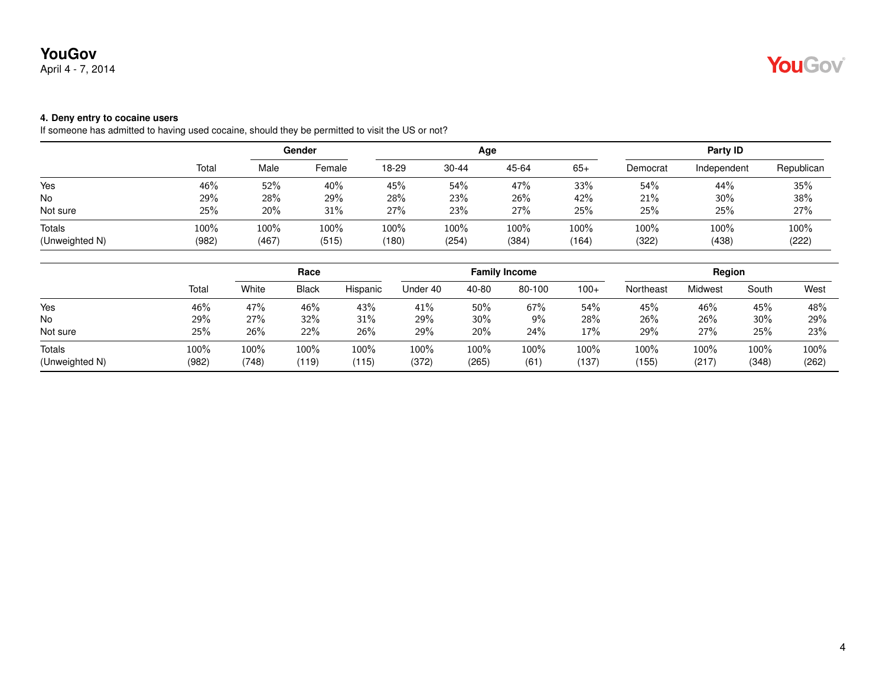**YouGov**
April 4 - 7, 2014

**4. Deny entry to cocaine users**
If someone has admitted to having used cocaine, should they be permitted to visit the US or not?

| | | Gender | | Age | | | | Party ID | | |
|---|---|---|---|---|---|---|---|---|---|---|
| | Total | Male | Female | 18-29 | 30-44 | 45-64 | 65+ | Democrat | Independent | Republican |
| Yes | 46% | 52% | 40% | 45% | 54% | 47% | 33% | 54% | 44% | 35% |
| No | 29% | 28% | 29% | 28% | 23% | 26% | 42% | 21% | 30% | 38% |
| Not sure | 25% | 20% | 31% | 27% | 23% | 27% | 25% | 25% | 25% | 27% |
| Totals | 100% | 100% | 100% | 100% | 100% | 100% | 100% | 100% | 100% | 100% |
| (Unweighted N) | (982) | (467) | (515) | (180) | (254) | (384) | (164) | (322) | (438) | (222) |

| | | Race | | | Family Income | | | | Region | | | |
|---|---|---|---|---|---|---|---|---|---|---|---|---|
| | Total | White | Black | Hispanic | Under 40 | 40-80 | 80-100 | 100+ | Northeast | Midwest | South | West |
| Yes | 46% | 47% | 46% | 43% | 41% | 50% | 67% | 54% | 45% | 46% | 45% | 48% |
| No | 29% | 27% | 32% | 31% | 29% | 30% | 9% | 28% | 26% | 26% | 30% | 29% |
| Not sure | 25% | 26% | 22% | 26% | 29% | 20% | 24% | 17% | 29% | 27% | 25% | 23% |
| Totals | 100% | 100% | 100% | 100% | 100% | 100% | 100% | 100% | 100% | 100% | 100% | 100% |
| (Unweighted N) | (982) | (748) | (119) | (115) | (372) | (265) | (61) | (137) | (155) | (217) | (348) | (262) |